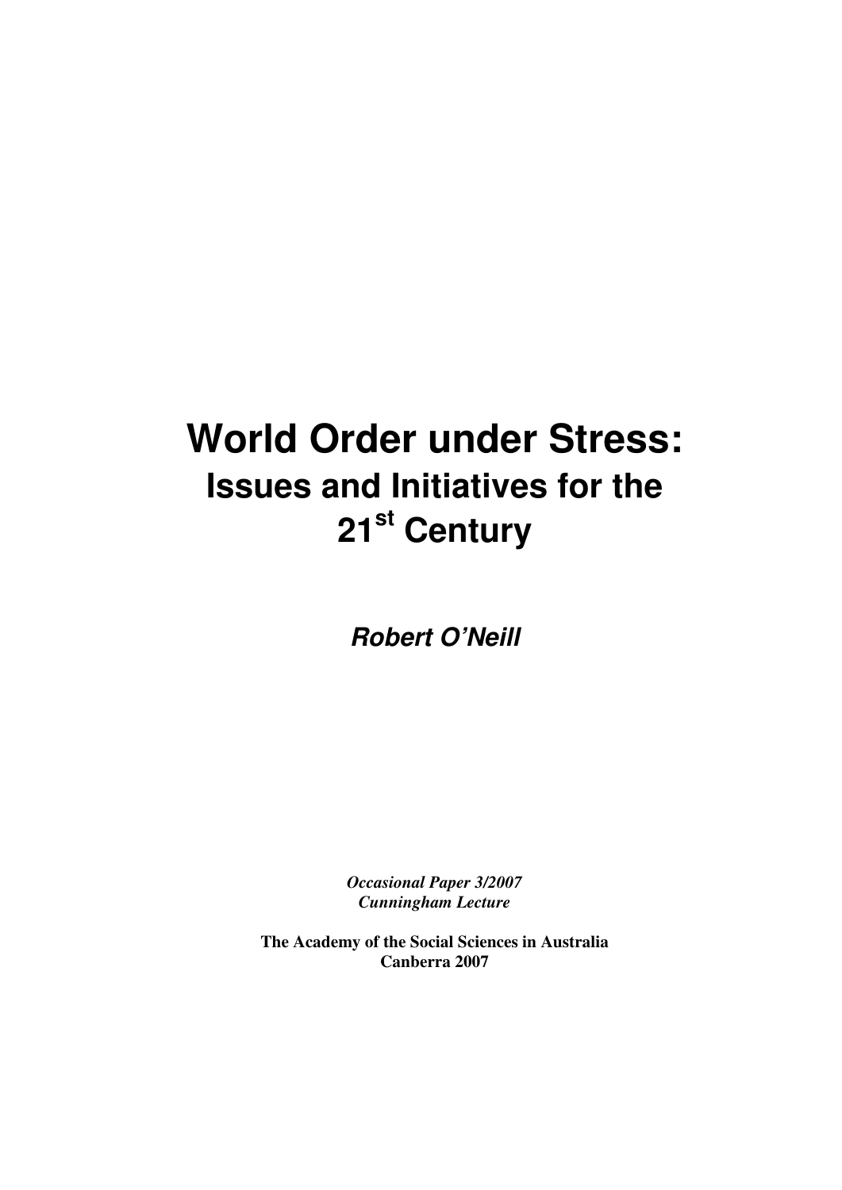# World Order under Stress:

## Issues and Initiatives for the 21st Century

***Robert O'Neill***

*Occasional Paper 3/2007*
*Cunningham Lecture*

**The Academy of the Social Sciences in Australia**
**Canberra 2007**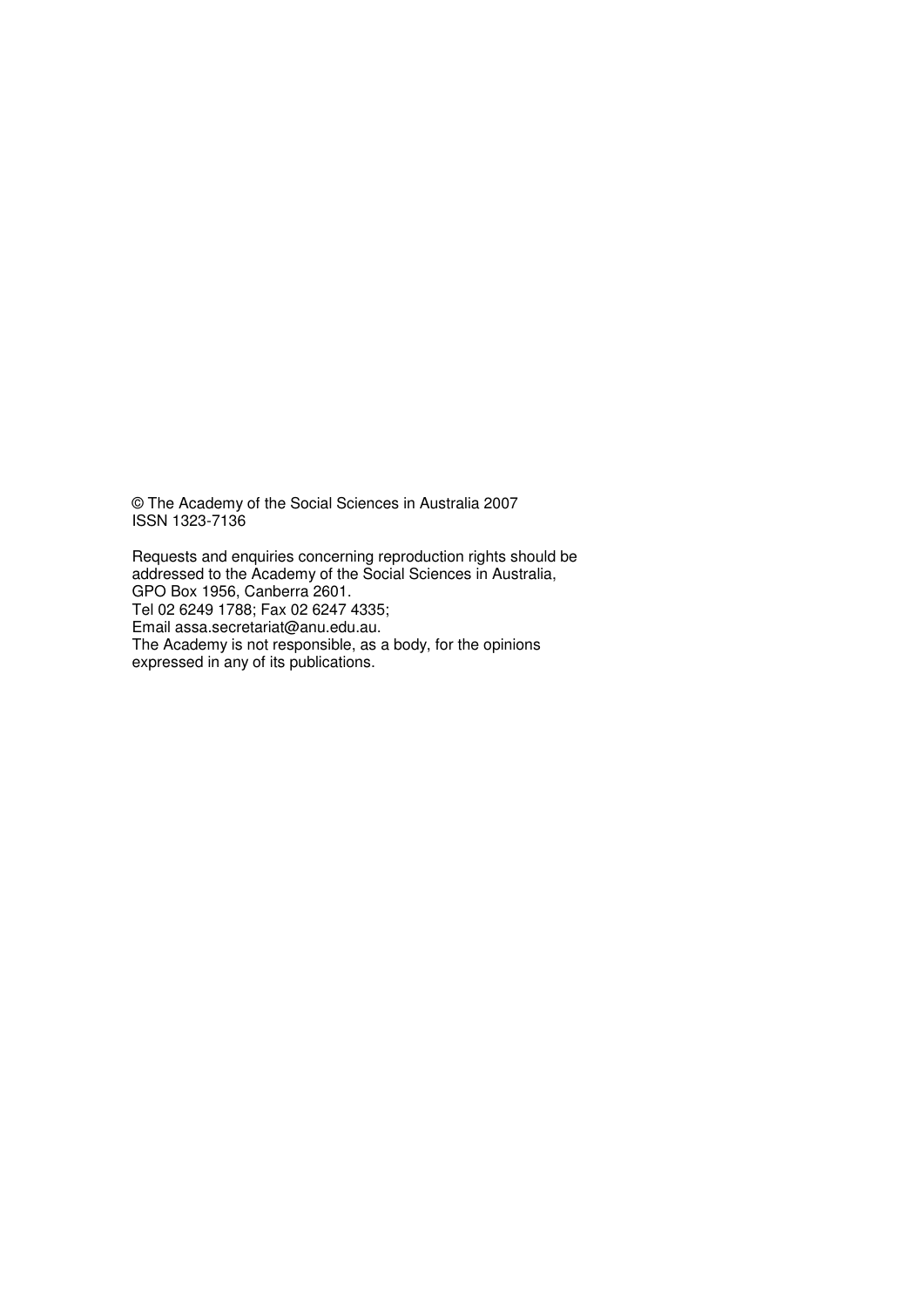© The Academy of the Social Sciences in Australia 2007
ISSN 1323-7136

Requests and enquiries concerning reproduction rights should be addressed to the Academy of the Social Sciences in Australia, GPO Box 1956, Canberra 2601.
Tel 02 6249 1788; Fax 02 6247 4335;
Email assa.secretariat@anu.edu.au.
The Academy is not responsible, as a body, for the opinions expressed in any of its publications.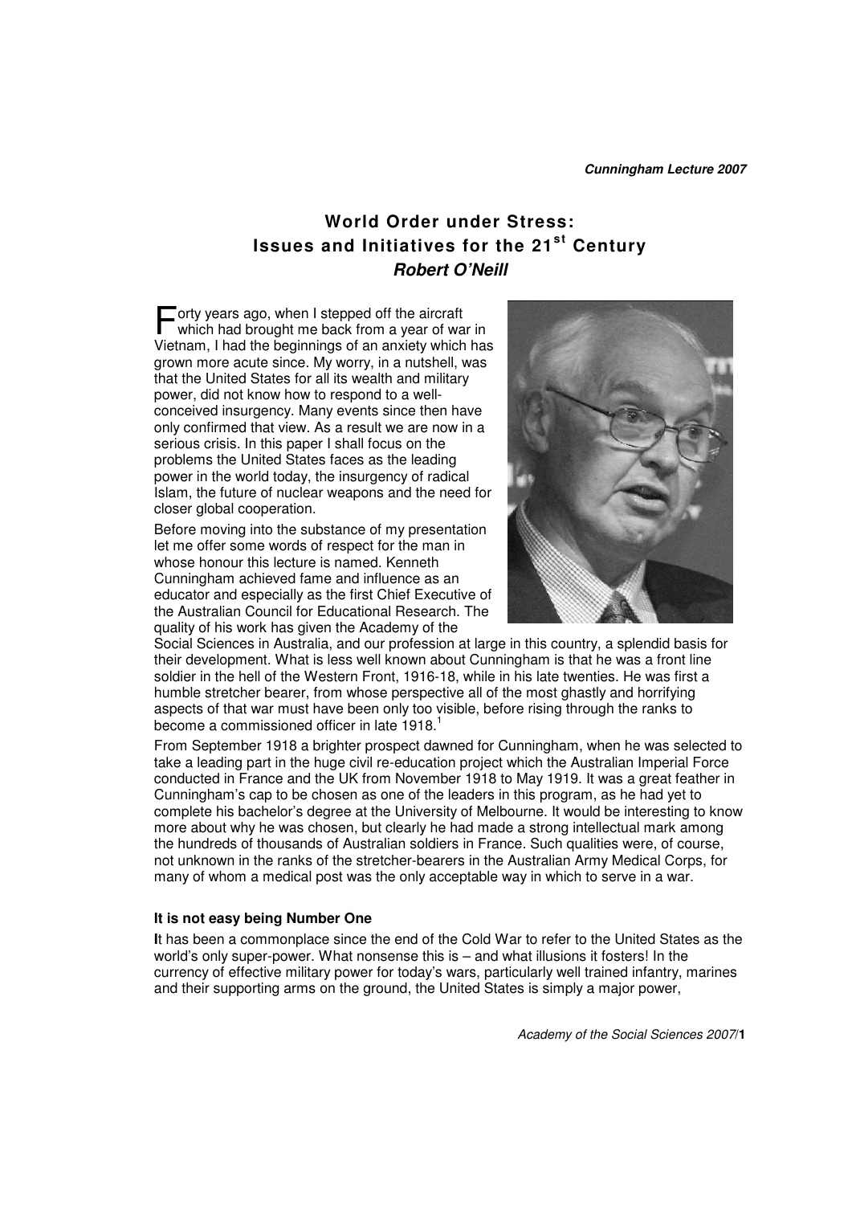# World Order under Stress: Issues and Initiatives for the 21st Century

***Robert O'Neill***

Forty years ago, when I stepped off the aircraft which had brought me back from a year of war in Vietnam, I had the beginnings of an anxiety which has grown more acute since. My worry, in a nutshell, was that the United States for all its wealth and military power, did not know how to respond to a well-conceived insurgency. Many events since then have only confirmed that view. As a result we are now in a serious crisis. In this paper I shall focus on the problems the United States faces as the leading power in the world today, the insurgency of radical Islam, the future of nuclear weapons and the need for closer global cooperation.

Before moving into the substance of my presentation let me offer some words of respect for the man in whose honour this lecture is named. Kenneth Cunningham achieved fame and influence as an educator and especially as the first Chief Executive of the Australian Council for Educational Research. The quality of his work has given the Academy of the Social Sciences in Australia, and our profession at large in this country, a splendid basis for their development. What is less well known about Cunningham is that he was a front line soldier in the hell of the Western Front, 1916-18, while in his late twenties. He was first a humble stretcher bearer, from whose perspective all of the most ghastly and horrifying aspects of that war must have been only too visible, before rising through the ranks to become a commissioned officer in late 1918.[1]

From September 1918 a brighter prospect dawned for Cunningham, when he was selected to take a leading part in the huge civil re-education project which the Australian Imperial Force conducted in France and the UK from November 1918 to May 1919. It was a great feather in Cunningham's cap to be chosen as one of the leaders in this program, as he had yet to complete his bachelor's degree at the University of Melbourne. It would be interesting to know more about why he was chosen, but clearly he had made a strong intellectual mark among the hundreds of thousands of Australian soldiers in France. Such qualities were, of course, not unknown in the ranks of the stretcher-bearers in the Australian Army Medical Corps, for many of whom a medical post was the only acceptable way in which to serve in a war.

**It is not easy being Number One**

It has been a commonplace since the end of the Cold War to refer to the United States as the world's only super-power. What nonsense this is – and what illusions it fosters! In the currency of effective military power for today's wars, particularly well trained infantry, marines and their supporting arms on the ground, the United States is simply a major power,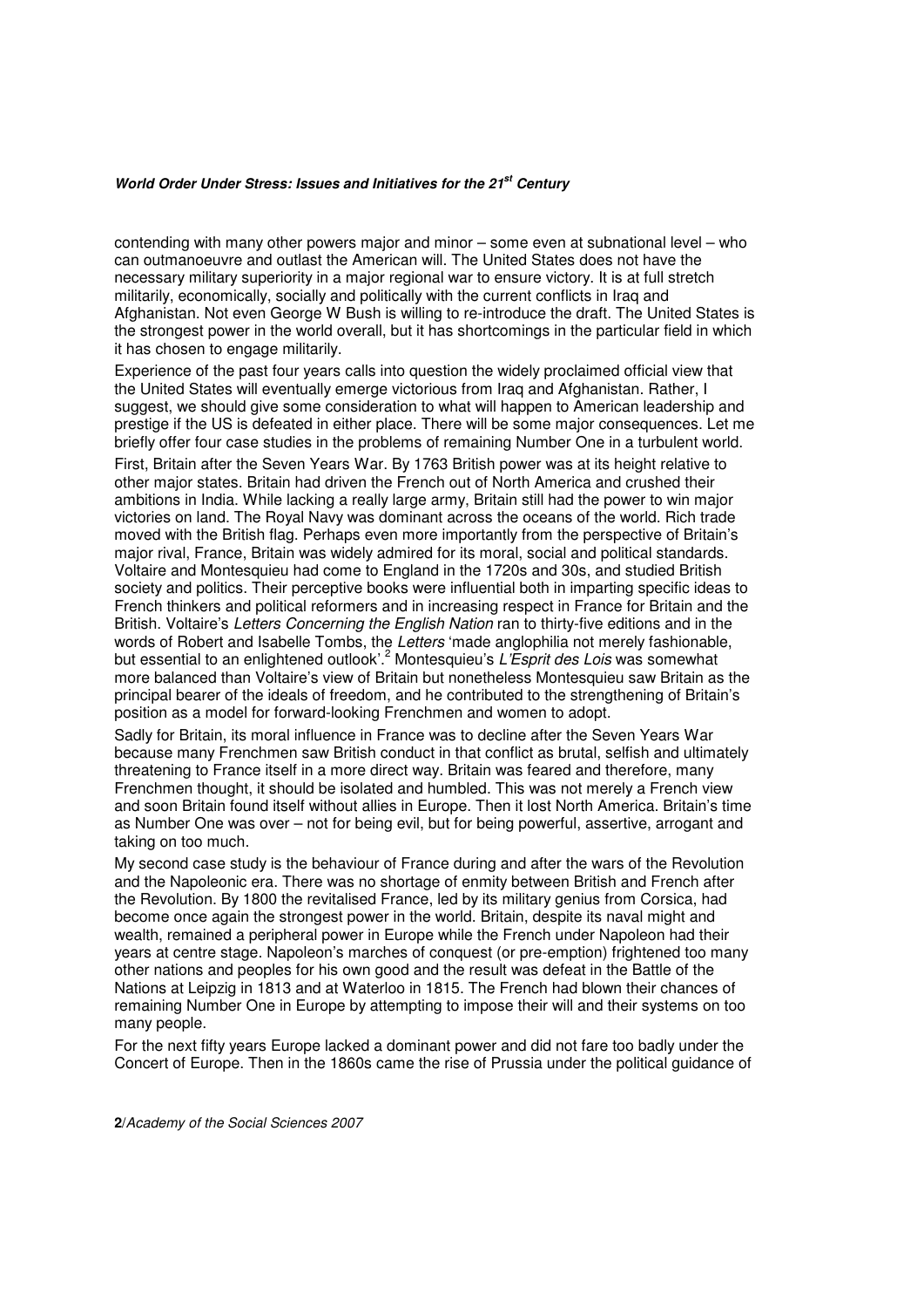contending with many other powers major and minor – some even at subnational level – who can outmanoeuvre and outlast the American will. The United States does not have the necessary military superiority in a major regional war to ensure victory. It is at full stretch militarily, economically, socially and politically with the current conflicts in Iraq and Afghanistan. Not even George W Bush is willing to re-introduce the draft. The United States is the strongest power in the world overall, but it has shortcomings in the particular field in which it has chosen to engage militarily.

Experience of the past four years calls into question the widely proclaimed official view that the United States will eventually emerge victorious from Iraq and Afghanistan. Rather, I suggest, we should give some consideration to what will happen to American leadership and prestige if the US is defeated in either place. There will be some major consequences. Let me briefly offer four case studies in the problems of remaining Number One in a turbulent world.

First, Britain after the Seven Years War. By 1763 British power was at its height relative to other major states. Britain had driven the French out of North America and crushed their ambitions in India. While lacking a really large army, Britain still had the power to win major victories on land. The Royal Navy was dominant across the oceans of the world. Rich trade moved with the British flag. Perhaps even more importantly from the perspective of Britain's major rival, France, Britain was widely admired for its moral, social and political standards. Voltaire and Montesquieu had come to England in the 1720s and 30s, and studied British society and politics. Their perceptive books were influential both in imparting specific ideas to French thinkers and political reformers and in increasing respect in France for Britain and the British. Voltaire's *Letters Concerning the English Nation* ran to thirty-five editions and in the words of Robert and Isabelle Tombs, the *Letters* 'made anglophilia not merely fashionable, but essential to an enlightened outlook'.[2] Montesquieu's *L'Esprit des Lois* was somewhat more balanced than Voltaire's view of Britain but nonetheless Montesquieu saw Britain as the principal bearer of the ideals of freedom, and he contributed to the strengthening of Britain's position as a model for forward-looking Frenchmen and women to adopt.

Sadly for Britain, its moral influence in France was to decline after the Seven Years War because many Frenchmen saw British conduct in that conflict as brutal, selfish and ultimately threatening to France itself in a more direct way. Britain was feared and therefore, many Frenchmen thought, it should be isolated and humbled. This was not merely a French view and soon Britain found itself without allies in Europe. Then it lost North America. Britain's time as Number One was over – not for being evil, but for being powerful, assertive, arrogant and taking on too much.

My second case study is the behaviour of France during and after the wars of the Revolution and the Napoleonic era. There was no shortage of enmity between British and French after the Revolution. By 1800 the revitalised France, led by its military genius from Corsica, had become once again the strongest power in the world. Britain, despite its naval might and wealth, remained a peripheral power in Europe while the French under Napoleon had their years at centre stage. Napoleon's marches of conquest (or pre-emption) frightened too many other nations and peoples for his own good and the result was defeat in the Battle of the Nations at Leipzig in 1813 and at Waterloo in 1815. The French had blown their chances of remaining Number One in Europe by attempting to impose their will and their systems on too many people.

For the next fifty years Europe lacked a dominant power and did not fare too badly under the Concert of Europe. Then in the 1860s came the rise of Prussia under the political guidance of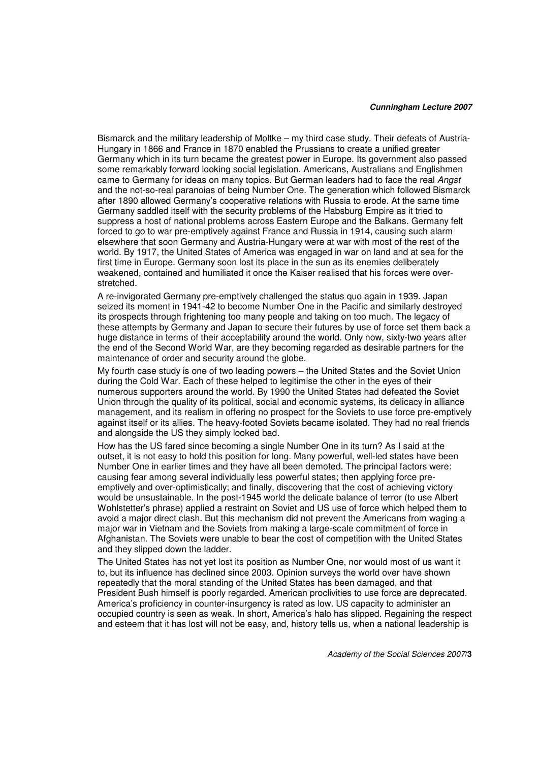Bismarck and the military leadership of Moltke – my third case study. Their defeats of Austria-Hungary in 1866 and France in 1870 enabled the Prussians to create a unified greater Germany which in its turn became the greatest power in Europe. Its government also passed some remarkably forward looking social legislation. Americans, Australians and Englishmen came to Germany for ideas on many topics. But German leaders had to face the real *Angst* and the not-so-real paranoias of being Number One. The generation which followed Bismarck after 1890 allowed Germany's cooperative relations with Russia to erode. At the same time Germany saddled itself with the security problems of the Habsburg Empire as it tried to suppress a host of national problems across Eastern Europe and the Balkans. Germany felt forced to go to war pre-emptively against France and Russia in 1914, causing such alarm elsewhere that soon Germany and Austria-Hungary were at war with most of the rest of the world. By 1917, the United States of America was engaged in war on land and at sea for the first time in Europe. Germany soon lost its place in the sun as its enemies deliberately weakened, contained and humiliated it once the Kaiser realised that his forces were over-stretched.

A re-invigorated Germany pre-emptively challenged the status quo again in 1939. Japan seized its moment in 1941-42 to become Number One in the Pacific and similarly destroyed its prospects through frightening too many people and taking on too much. The legacy of these attempts by Germany and Japan to secure their futures by use of force set them back a huge distance in terms of their acceptability around the world. Only now, sixty-two years after the end of the Second World War, are they becoming regarded as desirable partners for the maintenance of order and security around the globe.

My fourth case study is one of two leading powers – the United States and the Soviet Union during the Cold War. Each of these helped to legitimise the other in the eyes of their numerous supporters around the world. By 1990 the United States had defeated the Soviet Union through the quality of its political, social and economic systems, its delicacy in alliance management, and its realism in offering no prospect for the Soviets to use force pre-emptively against itself or its allies. The heavy-footed Soviets became isolated. They had no real friends and alongside the US they simply looked bad.

How has the US fared since becoming a single Number One in its turn? As I said at the outset, it is not easy to hold this position for long. Many powerful, well-led states have been Number One in earlier times and they have all been demoted. The principal factors were: causing fear among several individually less powerful states; then applying force pre-emptively and over-optimistically; and finally, discovering that the cost of achieving victory would be unsustainable. In the post-1945 world the delicate balance of terror (to use Albert Wohlstetter's phrase) applied a restraint on Soviet and US use of force which helped them to avoid a major direct clash. But this mechanism did not prevent the Americans from waging a major war in Vietnam and the Soviets from making a large-scale commitment of force in Afghanistan. The Soviets were unable to bear the cost of competition with the United States and they slipped down the ladder.

The United States has not yet lost its position as Number One, nor would most of us want it to, but its influence has declined since 2003. Opinion surveys the world over have shown repeatedly that the moral standing of the United States has been damaged, and that President Bush himself is poorly regarded. American proclivities to use force are deprecated. America's proficiency in counter-insurgency is rated as low. US capacity to administer an occupied country is seen as weak. In short, America's halo has slipped. Regaining the respect and esteem that it has lost will not be easy, and, history tells us, when a national leadership is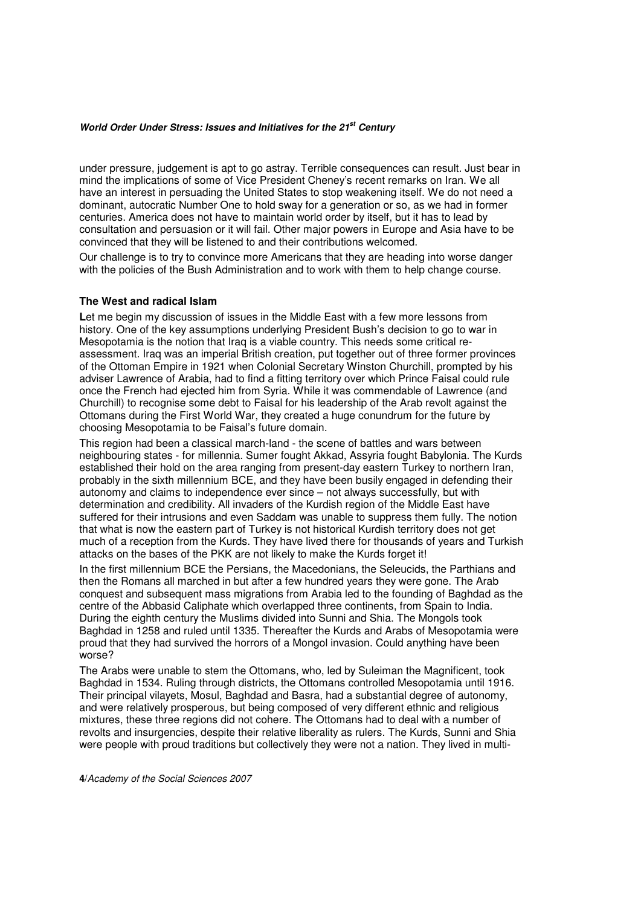under pressure, judgement is apt to go astray. Terrible consequences can result. Just bear in mind the implications of some of Vice President Cheney's recent remarks on Iran. We all have an interest in persuading the United States to stop weakening itself. We do not need a dominant, autocratic Number One to hold sway for a generation or so, as we had in former centuries. America does not have to maintain world order by itself, but it has to lead by consultation and persuasion or it will fail. Other major powers in Europe and Asia have to be convinced that they will be listened to and their contributions welcomed.

Our challenge is to try to convince more Americans that they are heading into worse danger with the policies of the Bush Administration and to work with them to help change course.

### The West and radical Islam

**L**et me begin my discussion of issues in the Middle East with a few more lessons from history. One of the key assumptions underlying President Bush's decision to go to war in Mesopotamia is the notion that Iraq is a viable country. This needs some critical re-assessment. Iraq was an imperial British creation, put together out of three former provinces of the Ottoman Empire in 1921 when Colonial Secretary Winston Churchill, prompted by his adviser Lawrence of Arabia, had to find a fitting territory over which Prince Faisal could rule once the French had ejected him from Syria. While it was commendable of Lawrence (and Churchill) to recognise some debt to Faisal for his leadership of the Arab revolt against the Ottomans during the First World War, they created a huge conundrum for the future by choosing Mesopotamia to be Faisal's future domain.

This region had been a classical march-land - the scene of battles and wars between neighbouring states - for millennia. Sumer fought Akkad, Assyria fought Babylonia. The Kurds established their hold on the area ranging from present-day eastern Turkey to northern Iran, probably in the sixth millennium BCE, and they have been busily engaged in defending their autonomy and claims to independence ever since – not always successfully, but with determination and credibility. All invaders of the Kurdish region of the Middle East have suffered for their intrusions and even Saddam was unable to suppress them fully. The notion that what is now the eastern part of Turkey is not historical Kurdish territory does not get much of a reception from the Kurds. They have lived there for thousands of years and Turkish attacks on the bases of the PKK are not likely to make the Kurds forget it!

In the first millennium BCE the Persians, the Macedonians, the Seleucids, the Parthians and then the Romans all marched in but after a few hundred years they were gone. The Arab conquest and subsequent mass migrations from Arabia led to the founding of Baghdad as the centre of the Abbasid Caliphate which overlapped three continents, from Spain to India. During the eighth century the Muslims divided into Sunni and Shia. The Mongols took Baghdad in 1258 and ruled until 1335. Thereafter the Kurds and Arabs of Mesopotamia were proud that they had survived the horrors of a Mongol invasion. Could anything have been worse?

The Arabs were unable to stem the Ottomans, who, led by Suleiman the Magnificent, took Baghdad in 1534. Ruling through districts, the Ottomans controlled Mesopotamia until 1916. Their principal vilayets, Mosul, Baghdad and Basra, had a substantial degree of autonomy, and were relatively prosperous, but being composed of very different ethnic and religious mixtures, these three regions did not cohere. The Ottomans had to deal with a number of revolts and insurgencies, despite their relative liberality as rulers. The Kurds, Sunni and Shia were people with proud traditions but collectively they were not a nation. They lived in multi-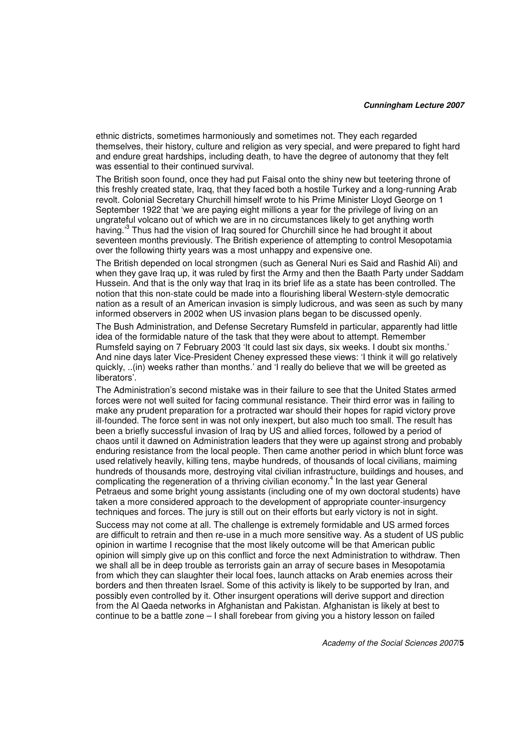ethnic districts, sometimes harmoniously and sometimes not. They each regarded themselves, their history, culture and religion as very special, and were prepared to fight hard and endure great hardships, including death, to have the degree of autonomy that they felt was essential to their continued survival.

The British soon found, once they had put Faisal onto the shiny new but teetering throne of this freshly created state, Iraq, that they faced both a hostile Turkey and a long-running Arab revolt. Colonial Secretary Churchill himself wrote to his Prime Minister Lloyd George on 1 September 1922 that 'we are paying eight millions a year for the privilege of living on an ungrateful volcano out of which we are in no circumstances likely to get anything worth having.'[3] Thus had the vision of Iraq soured for Churchill since he had brought it about seventeen months previously. The British experience of attempting to control Mesopotamia over the following thirty years was a most unhappy and expensive one.

The British depended on local strongmen (such as General Nuri es Said and Rashid Ali) and when they gave Iraq up, it was ruled by first the Army and then the Baath Party under Saddam Hussein. And that is the only way that Iraq in its brief life as a state has been controlled. The notion that this non-state could be made into a flourishing liberal Western-style democratic nation as a result of an American invasion is simply ludicrous, and was seen as such by many informed observers in 2002 when US invasion plans began to be discussed openly.

The Bush Administration, and Defense Secretary Rumsfeld in particular, apparently had little idea of the formidable nature of the task that they were about to attempt. Remember Rumsfeld saying on 7 February 2003 'It could last six days, six weeks. I doubt six months.' And nine days later Vice-President Cheney expressed these views: 'I think it will go relatively quickly, ..(in) weeks rather than months.' and 'I really do believe that we will be greeted as liberators'.

The Administration's second mistake was in their failure to see that the United States armed forces were not well suited for facing communal resistance. Their third error was in failing to make any prudent preparation for a protracted war should their hopes for rapid victory prove ill-founded. The force sent in was not only inexpert, but also much too small. The result has been a briefly successful invasion of Iraq by US and allied forces, followed by a period of chaos until it dawned on Administration leaders that they were up against strong and probably enduring resistance from the local people. Then came another period in which blunt force was used relatively heavily, killing tens, maybe hundreds, of thousands of local civilians, maiming hundreds of thousands more, destroying vital civilian infrastructure, buildings and houses, and complicating the regeneration of a thriving civilian economy.[4] In the last year General Petraeus and some bright young assistants (including one of my own doctoral students) have taken a more considered approach to the development of appropriate counter-insurgency techniques and forces. The jury is still out on their efforts but early victory is not in sight.

Success may not come at all. The challenge is extremely formidable and US armed forces are difficult to retrain and then re-use in a much more sensitive way. As a student of US public opinion in wartime I recognise that the most likely outcome will be that American public opinion will simply give up on this conflict and force the next Administration to withdraw. Then we shall all be in deep trouble as terrorists gain an array of secure bases in Mesopotamia from which they can slaughter their local foes, launch attacks on Arab enemies across their borders and then threaten Israel. Some of this activity is likely to be supported by Iran, and possibly even controlled by it. Other insurgent operations will derive support and direction from the Al Qaeda networks in Afghanistan and Pakistan. Afghanistan is likely at best to continue to be a battle zone – I shall forebear from giving you a history lesson on failed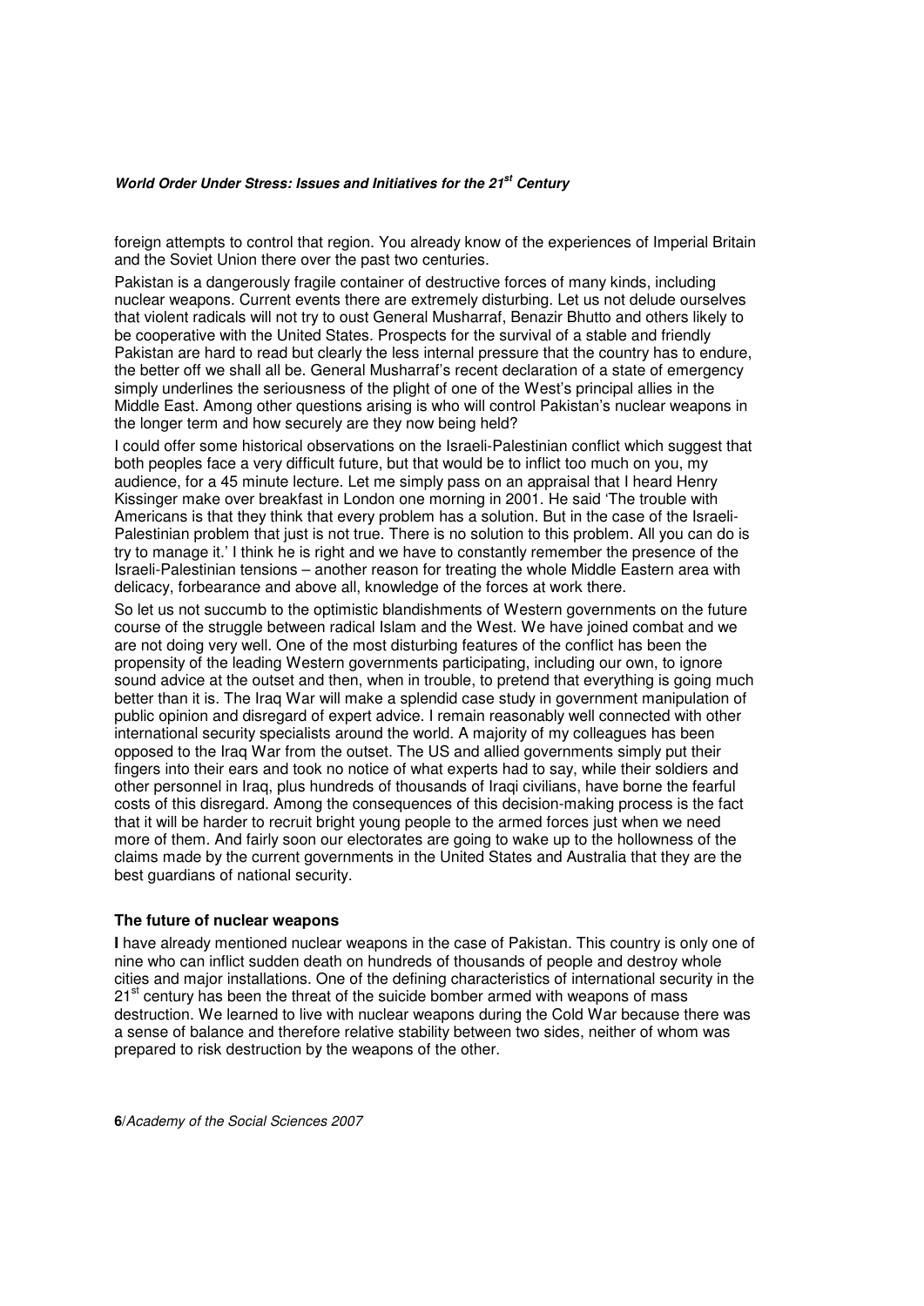foreign attempts to control that region. You already know of the experiences of Imperial Britain and the Soviet Union there over the past two centuries.

Pakistan is a dangerously fragile container of destructive forces of many kinds, including nuclear weapons. Current events there are extremely disturbing. Let us not delude ourselves that violent radicals will not try to oust General Musharraf, Benazir Bhutto and others likely to be cooperative with the United States. Prospects for the survival of a stable and friendly Pakistan are hard to read but clearly the less internal pressure that the country has to endure, the better off we shall all be. General Musharraf's recent declaration of a state of emergency simply underlines the seriousness of the plight of one of the West's principal allies in the Middle East. Among other questions arising is who will control Pakistan's nuclear weapons in the longer term and how securely are they now being held?

I could offer some historical observations on the Israeli-Palestinian conflict which suggest that both peoples face a very difficult future, but that would be to inflict too much on you, my audience, for a 45 minute lecture. Let me simply pass on an appraisal that I heard Henry Kissinger make over breakfast in London one morning in 2001. He said 'The trouble with Americans is that they think that every problem has a solution. But in the case of the Israeli-Palestinian problem that just is not true. There is no solution to this problem. All you can do is try to manage it.' I think he is right and we have to constantly remember the presence of the Israeli-Palestinian tensions – another reason for treating the whole Middle Eastern area with delicacy, forbearance and above all, knowledge of the forces at work there.

So let us not succumb to the optimistic blandishments of Western governments on the future course of the struggle between radical Islam and the West. We have joined combat and we are not doing very well. One of the most disturbing features of the conflict has been the propensity of the leading Western governments participating, including our own, to ignore sound advice at the outset and then, when in trouble, to pretend that everything is going much better than it is. The Iraq War will make a splendid case study in government manipulation of public opinion and disregard of expert advice. I remain reasonably well connected with other international security specialists around the world. A majority of my colleagues has been opposed to the Iraq War from the outset. The US and allied governments simply put their fingers into their ears and took no notice of what experts had to say, while their soldiers and other personnel in Iraq, plus hundreds of thousands of Iraqi civilians, have borne the fearful costs of this disregard. Among the consequences of this decision-making process is the fact that it will be harder to recruit bright young people to the armed forces just when we need more of them. And fairly soon our electorates are going to wake up to the hollowness of the claims made by the current governments in the United States and Australia that they are the best guardians of national security.

### The future of nuclear weapons

**I** have already mentioned nuclear weapons in the case of Pakistan. This country is only one of nine who can inflict sudden death on hundreds of thousands of people and destroy whole cities and major installations. One of the defining characteristics of international security in the 21st century has been the threat of the suicide bomber armed with weapons of mass destruction. We learned to live with nuclear weapons during the Cold War because there was a sense of balance and therefore relative stability between two sides, neither of whom was prepared to risk destruction by the weapons of the other.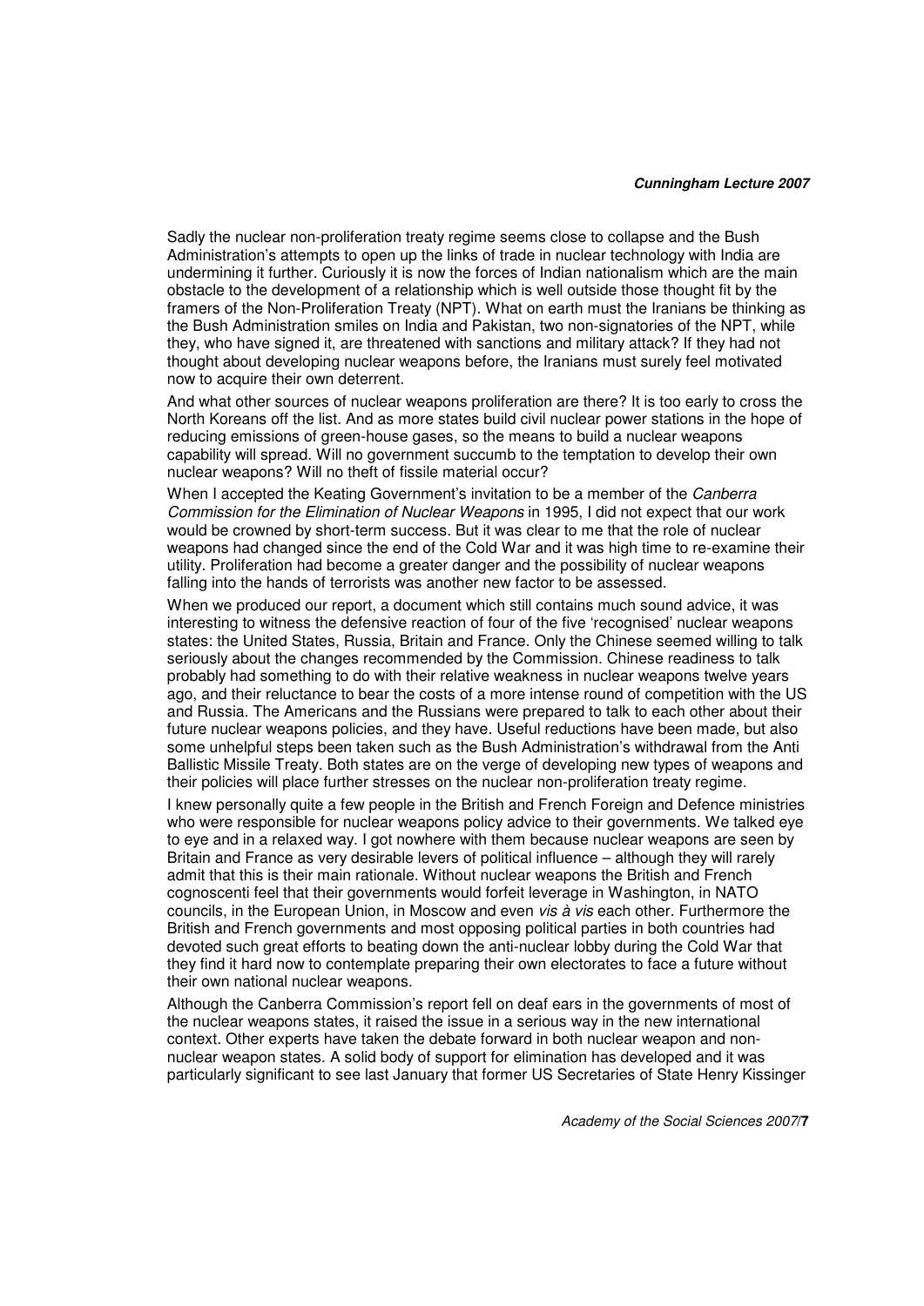Sadly the nuclear non-proliferation treaty regime seems close to collapse and the Bush Administration's attempts to open up the links of trade in nuclear technology with India are undermining it further. Curiously it is now the forces of Indian nationalism which are the main obstacle to the development of a relationship which is well outside those thought fit by the framers of the Non-Proliferation Treaty (NPT). What on earth must the Iranians be thinking as the Bush Administration smiles on India and Pakistan, two non-signatories of the NPT, while they, who have signed it, are threatened with sanctions and military attack? If they had not thought about developing nuclear weapons before, the Iranians must surely feel motivated now to acquire their own deterrent.

And what other sources of nuclear weapons proliferation are there? It is too early to cross the North Koreans off the list. And as more states build civil nuclear power stations in the hope of reducing emissions of green-house gases, so the means to build a nuclear weapons capability will spread. Will no government succumb to the temptation to develop their own nuclear weapons? Will no theft of fissile material occur?

When I accepted the Keating Government's invitation to be a member of the *Canberra Commission for the Elimination of Nuclear Weapons* in 1995, I did not expect that our work would be crowned by short-term success. But it was clear to me that the role of nuclear weapons had changed since the end of the Cold War and it was high time to re-examine their utility. Proliferation had become a greater danger and the possibility of nuclear weapons falling into the hands of terrorists was another new factor to be assessed.

When we produced our report, a document which still contains much sound advice, it was interesting to witness the defensive reaction of four of the five 'recognised' nuclear weapons states: the United States, Russia, Britain and France. Only the Chinese seemed willing to talk seriously about the changes recommended by the Commission. Chinese readiness to talk probably had something to do with their relative weakness in nuclear weapons twelve years ago, and their reluctance to bear the costs of a more intense round of competition with the US and Russia. The Americans and the Russians were prepared to talk to each other about their future nuclear weapons policies, and they have. Useful reductions have been made, but also some unhelpful steps been taken such as the Bush Administration's withdrawal from the Anti Ballistic Missile Treaty. Both states are on the verge of developing new types of weapons and their policies will place further stresses on the nuclear non-proliferation treaty regime.

I knew personally quite a few people in the British and French Foreign and Defence ministries who were responsible for nuclear weapons policy advice to their governments. We talked eye to eye and in a relaxed way. I got nowhere with them because nuclear weapons are seen by Britain and France as very desirable levers of political influence – although they will rarely admit that this is their main rationale. Without nuclear weapons the British and French cognoscenti feel that their governments would forfeit leverage in Washington, in NATO councils, in the European Union, in Moscow and even *vis à vis* each other. Furthermore the British and French governments and most opposing political parties in both countries had devoted such great efforts to beating down the anti-nuclear lobby during the Cold War that they find it hard now to contemplate preparing their own electorates to face a future without their own national nuclear weapons.

Although the Canberra Commission's report fell on deaf ears in the governments of most of the nuclear weapons states, it raised the issue in a serious way in the new international context. Other experts have taken the debate forward in both nuclear weapon and non-nuclear weapon states. A solid body of support for elimination has developed and it was particularly significant to see last January that former US Secretaries of State Henry Kissinger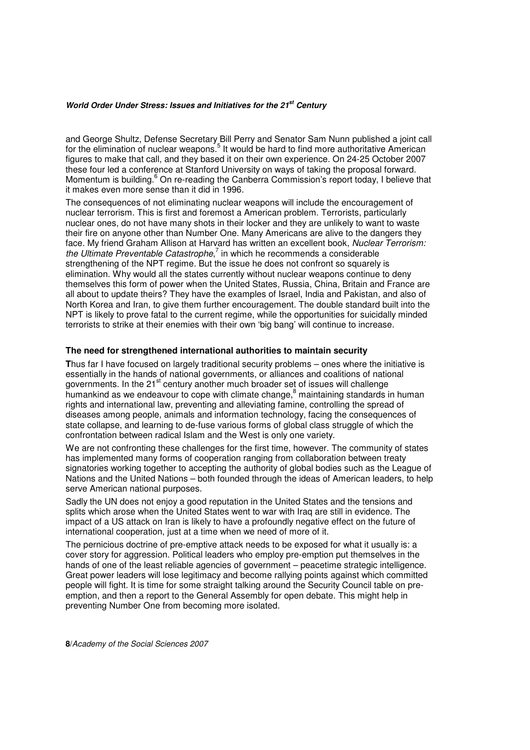and George Shultz, Defense Secretary Bill Perry and Senator Sam Nunn published a joint call for the elimination of nuclear weapons.[5] It would be hard to find more authoritative American figures to make that call, and they based it on their own experience. On 24-25 October 2007 these four led a conference at Stanford University on ways of taking the proposal forward. Momentum is building.[6] On re-reading the Canberra Commission's report today, I believe that it makes even more sense than it did in 1996.

The consequences of not eliminating nuclear weapons will include the encouragement of nuclear terrorism. This is first and foremost a American problem. Terrorists, particularly nuclear ones, do not have many shots in their locker and they are unlikely to want to waste their fire on anyone other than Number One. Many Americans are alive to the dangers they face. My friend Graham Allison at Harvard has written an excellent book, *Nuclear Terrorism: the Ultimate Preventable Catastrophe*,[7] in which he recommends a considerable strengthening of the NPT regime. But the issue he does not confront so squarely is elimination. Why would all the states currently without nuclear weapons continue to deny themselves this form of power when the United States, Russia, China, Britain and France are all about to update theirs? They have the examples of Israel, India and Pakistan, and also of North Korea and Iran, to give them further encouragement. The double standard built into the NPT is likely to prove fatal to the current regime, while the opportunities for suicidally minded terrorists to strike at their enemies with their own 'big bang' will continue to increase.

### The need for strengthened international authorities to maintain security

**T**hus far I have focused on largely traditional security problems – ones where the initiative is essentially in the hands of national governments, or alliances and coalitions of national governments. In the 21st century another much broader set of issues will challenge humankind as we endeavour to cope with climate change,[8] maintaining standards in human rights and international law, preventing and alleviating famine, controlling the spread of diseases among people, animals and information technology, facing the consequences of state collapse, and learning to de-fuse various forms of global class struggle of which the confrontation between radical Islam and the West is only one variety.

We are not confronting these challenges for the first time, however. The community of states has implemented many forms of cooperation ranging from collaboration between treaty signatories working together to accepting the authority of global bodies such as the League of Nations and the United Nations – both founded through the ideas of American leaders, to help serve American national purposes.

Sadly the UN does not enjoy a good reputation in the United States and the tensions and splits which arose when the United States went to war with Iraq are still in evidence. The impact of a US attack on Iran is likely to have a profoundly negative effect on the future of international cooperation, just at a time when we need of more of it.

The pernicious doctrine of pre-emptive attack needs to be exposed for what it usually is: a cover story for aggression. Political leaders who employ pre-emption put themselves in the hands of one of the least reliable agencies of government – peacetime strategic intelligence. Great power leaders will lose legitimacy and become rallying points against which committed people will fight. It is time for some straight talking around the Security Council table on pre-emption, and then a report to the General Assembly for open debate. This might help in preventing Number One from becoming more isolated.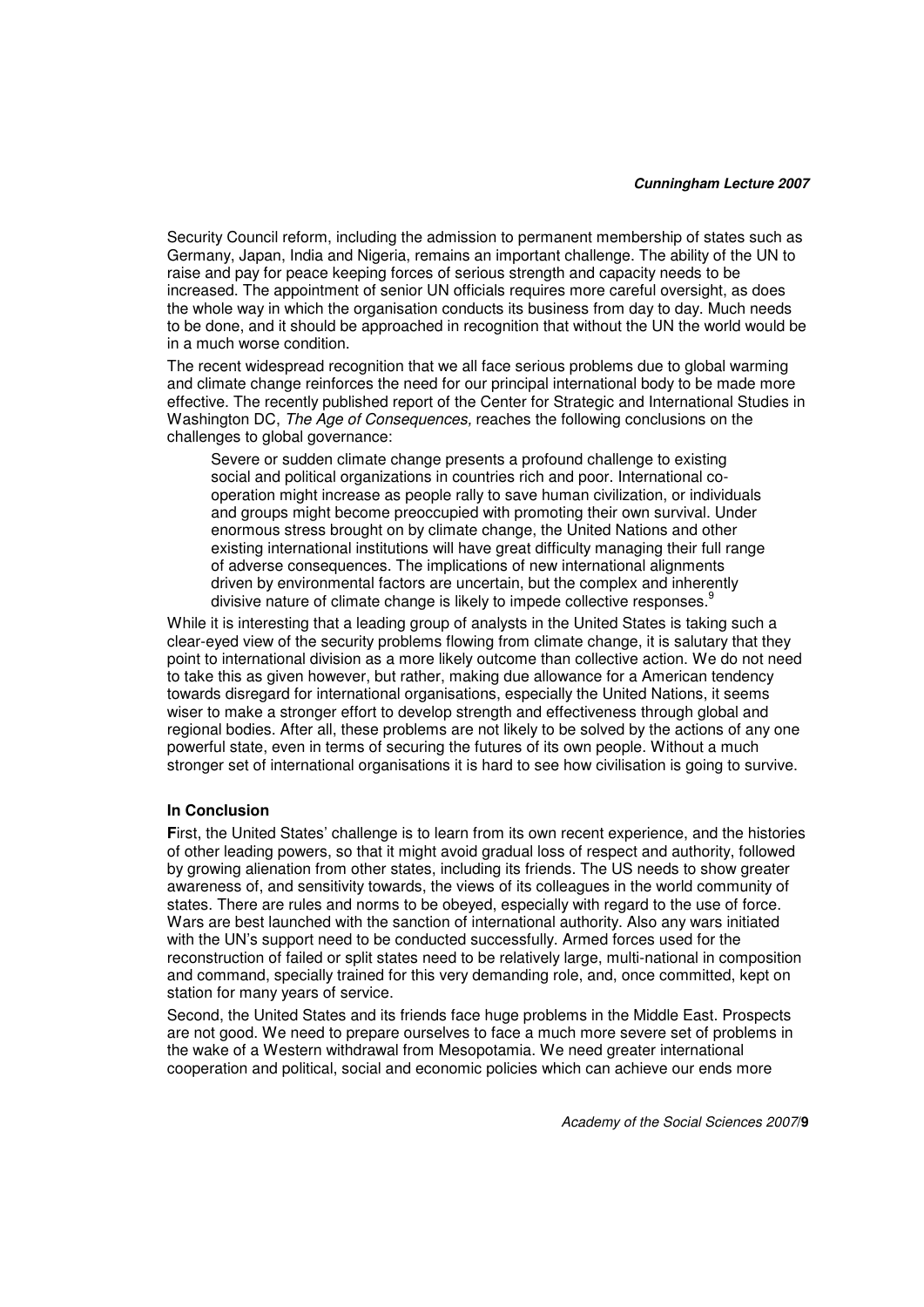Security Council reform, including the admission to permanent membership of states such as Germany, Japan, India and Nigeria, remains an important challenge. The ability of the UN to raise and pay for peace keeping forces of serious strength and capacity needs to be increased. The appointment of senior UN officials requires more careful oversight, as does the whole way in which the organisation conducts its business from day to day. Much needs to be done, and it should be approached in recognition that without the UN the world would be in a much worse condition.

The recent widespread recognition that we all face serious problems due to global warming and climate change reinforces the need for our principal international body to be made more effective. The recently published report of the Center for Strategic and International Studies in Washington DC, *The Age of Consequences,* reaches the following conclusions on the challenges to global governance:

> Severe or sudden climate change presents a profound challenge to existing social and political organizations in countries rich and poor. International co-operation might increase as people rally to save human civilization, or individuals and groups might become preoccupied with promoting their own survival. Under enormous stress brought on by climate change, the United Nations and other existing international institutions will have great difficulty managing their full range of adverse consequences. The implications of new international alignments driven by environmental factors are uncertain, but the complex and inherently divisive nature of climate change is likely to impede collective responses.[9]

While it is interesting that a leading group of analysts in the United States is taking such a clear-eyed view of the security problems flowing from climate change, it is salutary that they point to international division as a more likely outcome than collective action. We do not need to take this as given however, but rather, making due allowance for a American tendency towards disregard for international organisations, especially the United Nations, it seems wiser to make a stronger effort to develop strength and effectiveness through global and regional bodies. After all, these problems are not likely to be solved by the actions of any one powerful state, even in terms of securing the futures of its own people. Without a much stronger set of international organisations it is hard to see how civilisation is going to survive.

## In Conclusion

**F**irst, the United States' challenge is to learn from its own recent experience, and the histories of other leading powers, so that it might avoid gradual loss of respect and authority, followed by growing alienation from other states, including its friends. The US needs to show greater awareness of, and sensitivity towards, the views of its colleagues in the world community of states. There are rules and norms to be obeyed, especially with regard to the use of force. Wars are best launched with the sanction of international authority. Also any wars initiated with the UN's support need to be conducted successfully. Armed forces used for the reconstruction of failed or split states need to be relatively large, multi-national in composition and command, specially trained for this very demanding role, and, once committed, kept on station for many years of service.

Second, the United States and its friends face huge problems in the Middle East. Prospects are not good. We need to prepare ourselves to face a much more severe set of problems in the wake of a Western withdrawal from Mesopotamia. We need greater international cooperation and political, social and economic policies which can achieve our ends more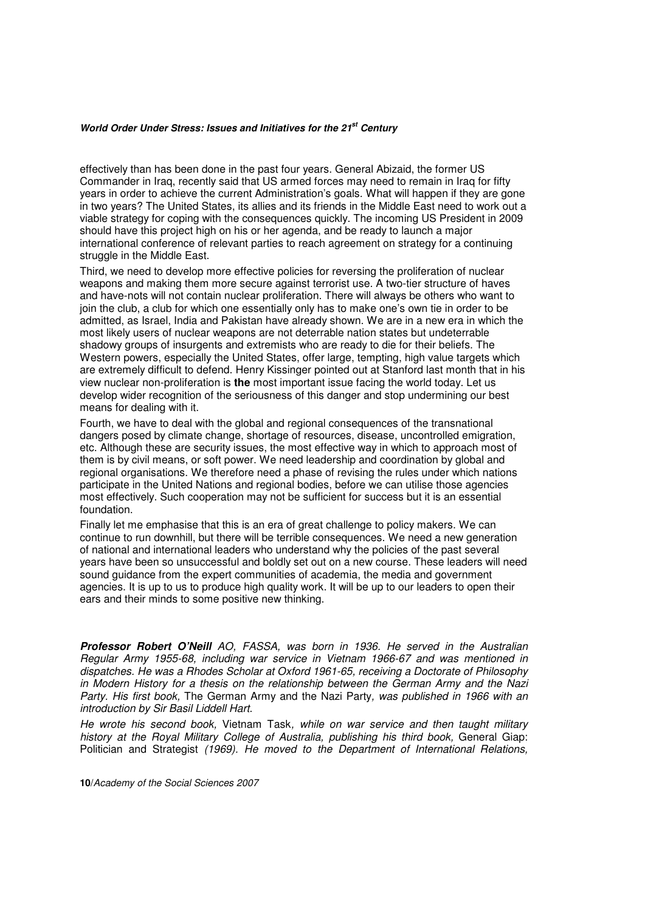effectively than has been done in the past four years. General Abizaid, the former US Commander in Iraq, recently said that US armed forces may need to remain in Iraq for fifty years in order to achieve the current Administration's goals. What will happen if they are gone in two years? The United States, its allies and its friends in the Middle East need to work out a viable strategy for coping with the consequences quickly. The incoming US President in 2009 should have this project high on his or her agenda, and be ready to launch a major international conference of relevant parties to reach agreement on strategy for a continuing struggle in the Middle East.

Third, we need to develop more effective policies for reversing the proliferation of nuclear weapons and making them more secure against terrorist use. A two-tier structure of haves and have-nots will not contain nuclear proliferation. There will always be others who want to join the club, a club for which one essentially only has to make one's own tie in order to be admitted, as Israel, India and Pakistan have already shown. We are in a new era in which the most likely users of nuclear weapons are not deterrable nation states but undeterrable shadowy groups of insurgents and extremists who are ready to die for their beliefs. The Western powers, especially the United States, offer large, tempting, high value targets which are extremely difficult to defend. Henry Kissinger pointed out at Stanford last month that in his view nuclear non-proliferation is **the** most important issue facing the world today. Let us develop wider recognition of the seriousness of this danger and stop undermining our best means for dealing with it.

Fourth, we have to deal with the global and regional consequences of the transnational dangers posed by climate change, shortage of resources, disease, uncontrolled emigration, etc. Although these are security issues, the most effective way in which to approach most of them is by civil means, or soft power. We need leadership and coordination by global and regional organisations. We therefore need a phase of revising the rules under which nations participate in the United Nations and regional bodies, before we can utilise those agencies most effectively. Such cooperation may not be sufficient for success but it is an essential foundation.

Finally let me emphasise that this is an era of great challenge to policy makers. We can continue to run downhill, but there will be terrible consequences. We need a new generation of national and international leaders who understand why the policies of the past several years have been so unsuccessful and boldly set out on a new course. These leaders will need sound guidance from the expert communities of academia, the media and government agencies. It is up to us to produce high quality work. It will be up to our leaders to open their ears and their minds to some positive new thinking.

***Professor Robert O'Neill*** *AO, FASSA, was born in 1936. He served in the Australian Regular Army 1955-68, including war service in Vietnam 1966-67 and was mentioned in dispatches. He was a Rhodes Scholar at Oxford 1961-65, receiving a Doctorate of Philosophy in Modern History for a thesis on the relationship between the German Army and the Nazi Party. His first book,* The German Army and the Nazi Party*, was published in 1966 with an introduction by Sir Basil Liddell Hart.*

*He wrote his second book,* Vietnam Task*, while on war service and then taught military history at the Royal Military College of Australia, publishing his third book,* General Giap: Politician and Strategist *(1969). He moved to the Department of International Relations,*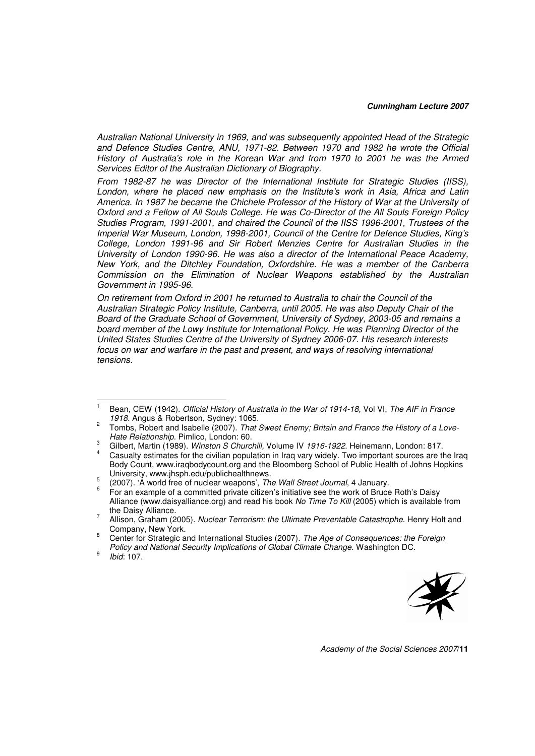*Australian National University in 1969, and was subsequently appointed Head of the Strategic and Defence Studies Centre, ANU, 1971-82. Between 1970 and 1982 he wrote the Official History of Australia's role in the Korean War and from 1970 to 2001 he was the Armed Services Editor of the Australian Dictionary of Biography.*

*From 1982-87 he was Director of the International Institute for Strategic Studies (IISS), London, where he placed new emphasis on the Institute's work in Asia, Africa and Latin America. In 1987 he became the Chichele Professor of the History of War at the University of Oxford and a Fellow of All Souls College. He was Co-Director of the All Souls Foreign Policy Studies Program, 1991-2001, and chaired the Council of the IISS 1996-2001, Trustees of the Imperial War Museum, London, 1998-2001, Council of the Centre for Defence Studies, King's College, London 1991-96 and Sir Robert Menzies Centre for Australian Studies in the University of London 1990-96. He was also a director of the International Peace Academy, New York, and the Ditchley Foundation, Oxfordshire. He was a member of the Canberra Commission on the Elimination of Nuclear Weapons established by the Australian Government in 1995-96.*

*On retirement from Oxford in 2001 he returned to Australia to chair the Council of the Australian Strategic Policy Institute, Canberra, until 2005. He was also Deputy Chair of the Board of the Graduate School of Government, University of Sydney, 2003-05 and remains a board member of the Lowy Institute for International Policy. He was Planning Director of the United States Studies Centre of the University of Sydney 2006-07. His research interests focus on war and warfare in the past and present, and ways of resolving international tensions.*

---

[1] Bean, CEW (1942). *Official History of Australia in the War of 1914-18,* Vol VI, *The AIF in France 1918*. Angus & Robertson, Sydney: 1065.

[2] Tombs, Robert and Isabelle (2007). *That Sweet Enemy; Britain and France the History of a Love-Hate Relationship*. Pimlico, London: 60.

[3] Gilbert, Martin (1989). *Winston S Churchill,* Volume IV *1916-1922*. Heinemann, London: 817.

[4] Casualty estimates for the civilian population in Iraq vary widely. Two important sources are the Iraq Body Count, www.iraqbodycount.org and the Bloomberg School of Public Health of Johns Hopkins University, www.jhsph.edu/publichealthnews.

[5] (2007). 'A world free of nuclear weapons', *The Wall Street Journal*, 4 January.

[6] For an example of a committed private citizen's initiative see the work of Bruce Roth's Daisy Alliance (www.daisyalliance.org) and read his book *No Time To Kill* (2005) which is available from the Daisy Alliance.

[7] Allison, Graham (2005). *Nuclear Terrorism: the Ultimate Preventable Catastrophe*. Henry Holt and Company, New York.

[8] Center for Strategic and International Studies (2007). *The Age of Consequences: the Foreign Policy and National Security Implications of Global Climate Change*. Washington DC.

[9] *Ibid*: 107.